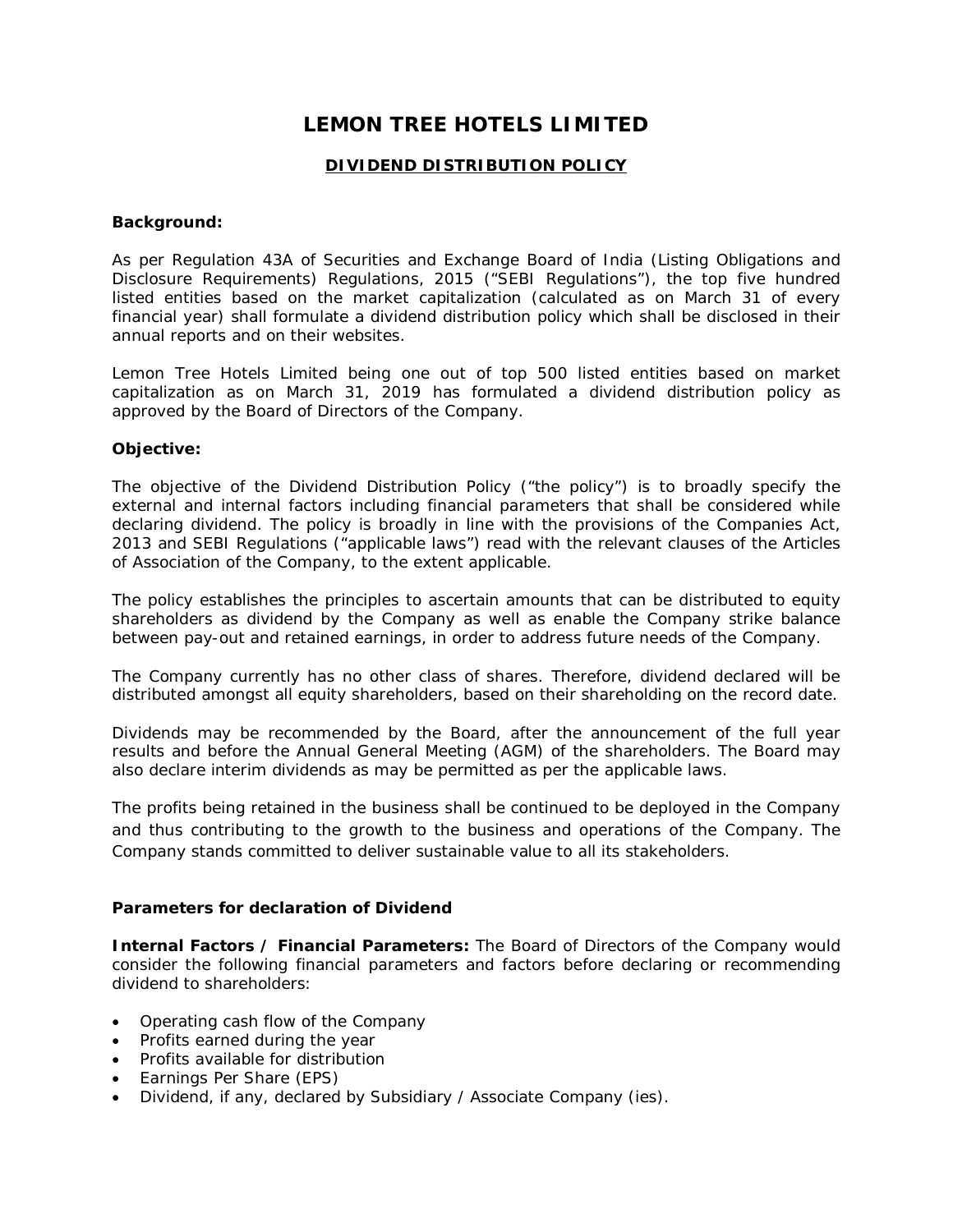# LEMON TREE HOTELS LIMITED

## DIVIDEND DISTRIBUTION POLICY

**Background:**

As per Regulation 43A of Securities and Exchange Board of India (Listing Obligations and Disclosure Requirements) Regulations, 2015 ("SEBI Regulations"), the top five hundred listed entities based on the market capitalization (calculated as on March 31 of every financial year) shall formulate a dividend distribution policy which shall be disclosed in their annual reports and on their websites.

Lemon Tree Hotels Limited being one out of top 500 listed entities based on market capitalization as on March 31, 2019 has formulated a dividend distribution policy as approved by the Board of Directors of the Company.

**Objective:**

The objective of the Dividend Distribution Policy ("the policy") is to broadly specify the external and internal factors including financial parameters that shall be considered while declaring dividend. The policy is broadly in line with the provisions of the Companies Act, 2013 and SEBI Regulations ("applicable laws") read with the relevant clauses of the Articles of Association of the Company, to the extent applicable.

The policy establishes the principles to ascertain amounts that can be distributed to equity shareholders as dividend by the Company as well as enable the Company strike balance between pay-out and retained earnings, in order to address future needs of the Company.

The Company currently has no other class of shares. Therefore, dividend declared will be distributed amongst all equity shareholders, based on their shareholding on the record date.

Dividends may be recommended by the Board, after the announcement of the full year results and before the Annual General Meeting (AGM) of the shareholders. The Board may also declare interim dividends as may be permitted as per the applicable laws.

The profits being retained in the business shall be continued to be deployed in the Company and thus contributing to the growth to the business and operations of the Company. The Company stands committed to deliver sustainable value to all its stakeholders.

**Parameters for declaration of Dividend**

**Internal Factors / Financial Parameters:** The Board of Directors of the Company would consider the following financial parameters and factors before declaring or recommending dividend to shareholders:

- Operating cash flow of the Company
- Profits earned during the year
- Profits available for distribution
- Earnings Per Share (EPS)
- Dividend, if any, declared by Subsidiary / Associate Company (ies).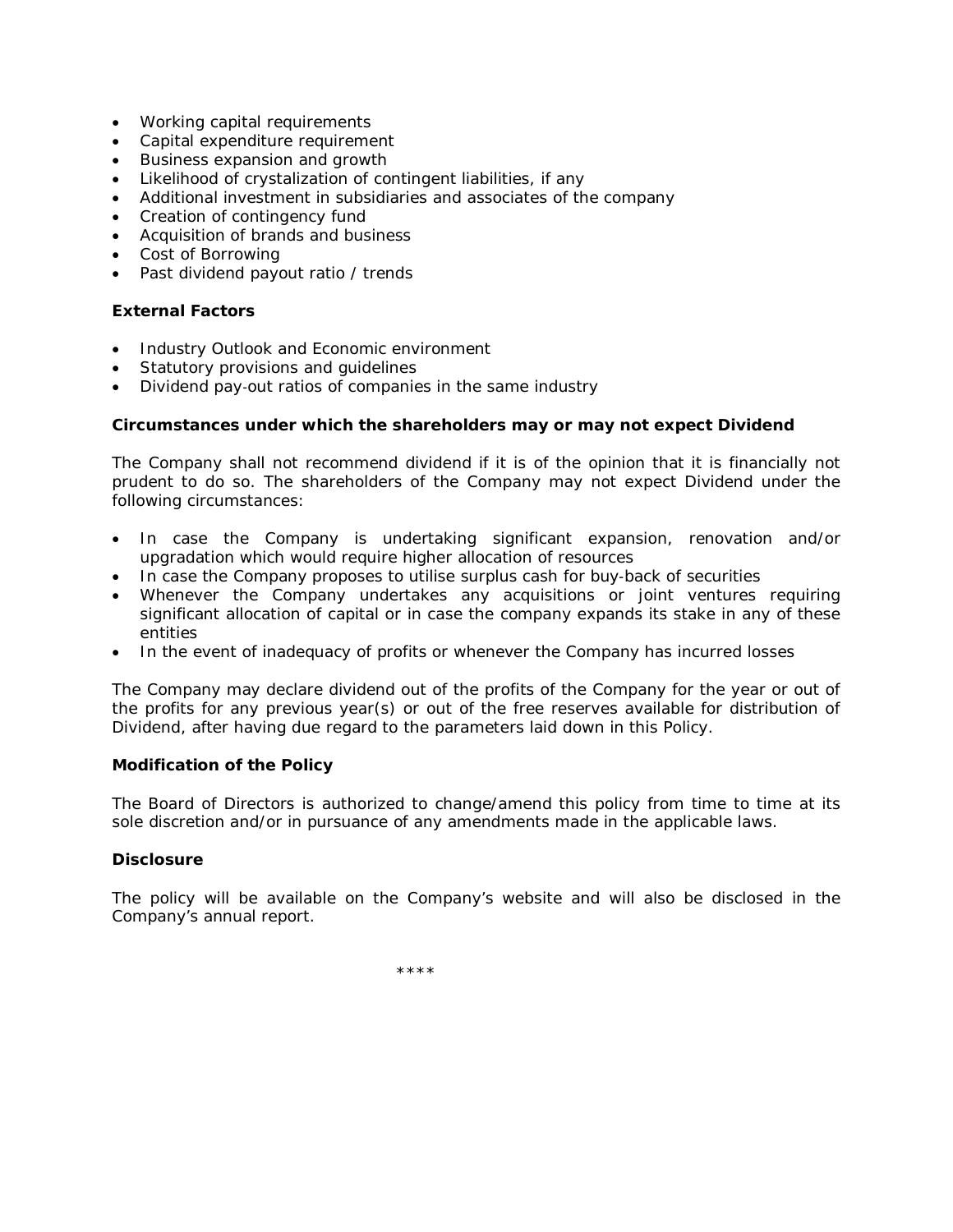- Working capital requirements
- Capital expenditure requirement
- Business expansion and growth
- Likelihood of crystalization of contingent liabilities, if any
- Additional investment in subsidiaries and associates of the company
- Creation of contingency fund
- Acquisition of brands and business
- Cost of Borrowing
- Past dividend payout ratio / trends

**External Factors**

- Industry Outlook and Economic environment
- Statutory provisions and guidelines
- Dividend pay-out ratios of companies in the same industry

**Circumstances under which the shareholders may or may not expect Dividend**

The Company shall not recommend dividend if it is of the opinion that it is financially not prudent to do so. The shareholders of the Company may not expect Dividend under the following circumstances:

- In case the Company is undertaking significant expansion, renovation and/or upgradation which would require higher allocation of resources
- In case the Company proposes to utilise surplus cash for buy-back of securities
- Whenever the Company undertakes any acquisitions or joint ventures requiring significant allocation of capital or in case the company expands its stake in any of these entities
- In the event of inadequacy of profits or whenever the Company has incurred losses

The Company may declare dividend out of the profits of the Company for the year or out of the profits for any previous year(s) or out of the free reserves available for distribution of Dividend, after having due regard to the parameters laid down in this Policy.

**Modification of the Policy**

The Board of Directors is authorized to change/amend this policy from time to time at its sole discretion and/or in pursuance of any amendments made in the applicable laws.

**Disclosure**

The policy will be available on the Company's website and will also be disclosed in the Company's annual report.

****